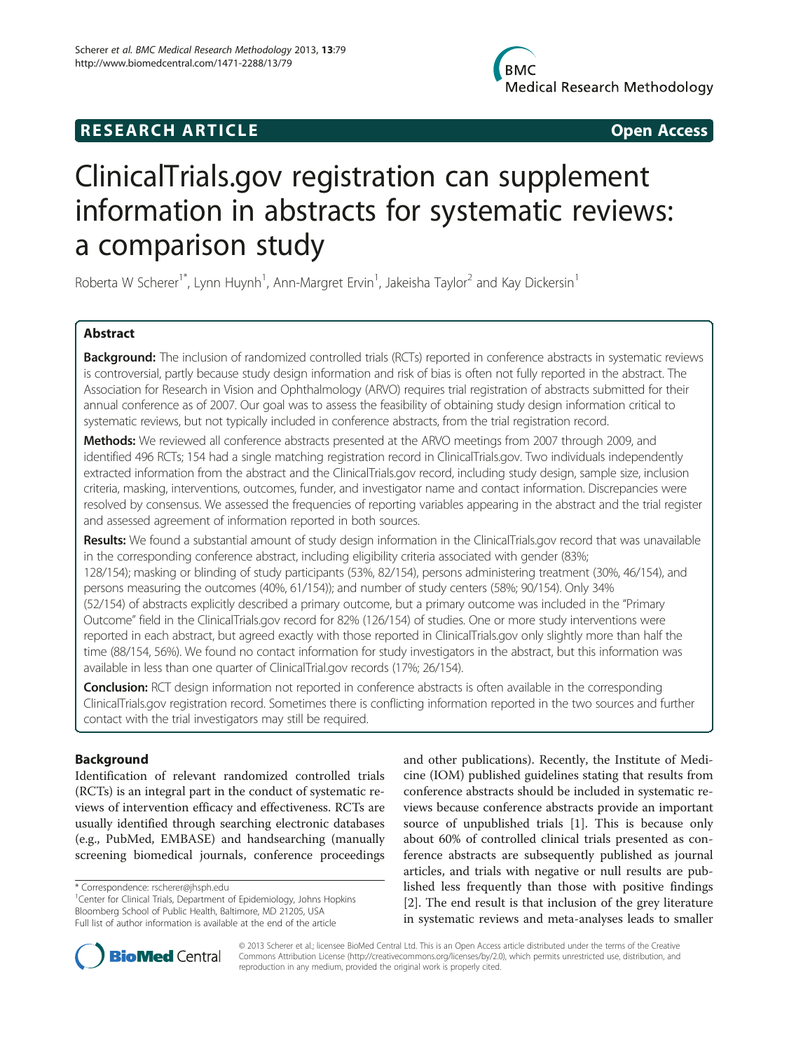**RESEARCH ARTICLE** **Open Access**

# ClinicalTrials.gov registration can supplement information in abstracts for systematic reviews: a comparison study

Roberta W Scherer[1*], Lynn Huynh[1], Ann-Margret Ervin[1], Jakeisha Taylor[2] and Kay Dickersin[1]

## Abstract

**Background:** The inclusion of randomized controlled trials (RCTs) reported in conference abstracts in systematic reviews is controversial, partly because study design information and risk of bias is often not fully reported in the abstract. The Association for Research in Vision and Ophthalmology (ARVO) requires trial registration of abstracts submitted for their annual conference as of 2007. Our goal was to assess the feasibility of obtaining study design information critical to systematic reviews, but not typically included in conference abstracts, from the trial registration record.

**Methods:** We reviewed all conference abstracts presented at the ARVO meetings from 2007 through 2009, and identified 496 RCTs; 154 had a single matching registration record in ClinicalTrials.gov. Two individuals independently extracted information from the abstract and the ClinicalTrials.gov record, including study design, sample size, inclusion criteria, masking, interventions, outcomes, funder, and investigator name and contact information. Discrepancies were resolved by consensus. We assessed the frequencies of reporting variables appearing in the abstract and the trial register and assessed agreement of information reported in both sources.

**Results:** We found a substantial amount of study design information in the ClinicalTrials.gov record that was unavailable in the corresponding conference abstract, including eligibility criteria associated with gender (83%; 128/154); masking or blinding of study participants (53%, 82/154), persons administering treatment (30%, 46/154), and persons measuring the outcomes (40%, 61/154)); and number of study centers (58%; 90/154). Only 34% (52/154) of abstracts explicitly described a primary outcome, but a primary outcome was included in the "Primary Outcome" field in the ClinicalTrials.gov record for 82% (126/154) of studies. One or more study interventions were reported in each abstract, but agreed exactly with those reported in ClinicalTrials.gov only slightly more than half the time (88/154, 56%). We found no contact information for study investigators in the abstract, but this information was available in less than one quarter of ClinicalTrial.gov records (17%; 26/154).

**Conclusion:** RCT design information not reported in conference abstracts is often available in the corresponding ClinicalTrials.gov registration record. Sometimes there is conflicting information reported in the two sources and further contact with the trial investigators may still be required.

## Background

Identification of relevant randomized controlled trials (RCTs) is an integral part in the conduct of systematic reviews of intervention efficacy and effectiveness. RCTs are usually identified through searching electronic databases (e.g., PubMed, EMBASE) and handsearching (manually screening biomedical journals, conference proceedings and other publications). Recently, the Institute of Medicine (IOM) published guidelines stating that results from conference abstracts should be included in systematic reviews because conference abstracts provide an important source of unpublished trials [1]. This is because only about 60% of controlled clinical trials presented as conference abstracts are subsequently published as journal articles, and trials with negative or null results are published less frequently than those with positive findings [2]. The end result is that inclusion of the grey literature in systematic reviews and meta-analyses leads to smaller

\* Correspondence: rscherer@jhsph.edu
[1]Center for Clinical Trials, Department of Epidemiology, Johns Hopkins Bloomberg School of Public Health, Baltimore, MD 21205, USA
Full list of author information is available at the end of the article

© 2013 Scherer et al.; licensee BioMed Central Ltd. This is an Open Access article distributed under the terms of the Creative Commons Attribution License (http://creativecommons.org/licenses/by/2.0), which permits unrestricted use, distribution, and reproduction in any medium, provided the original work is properly cited.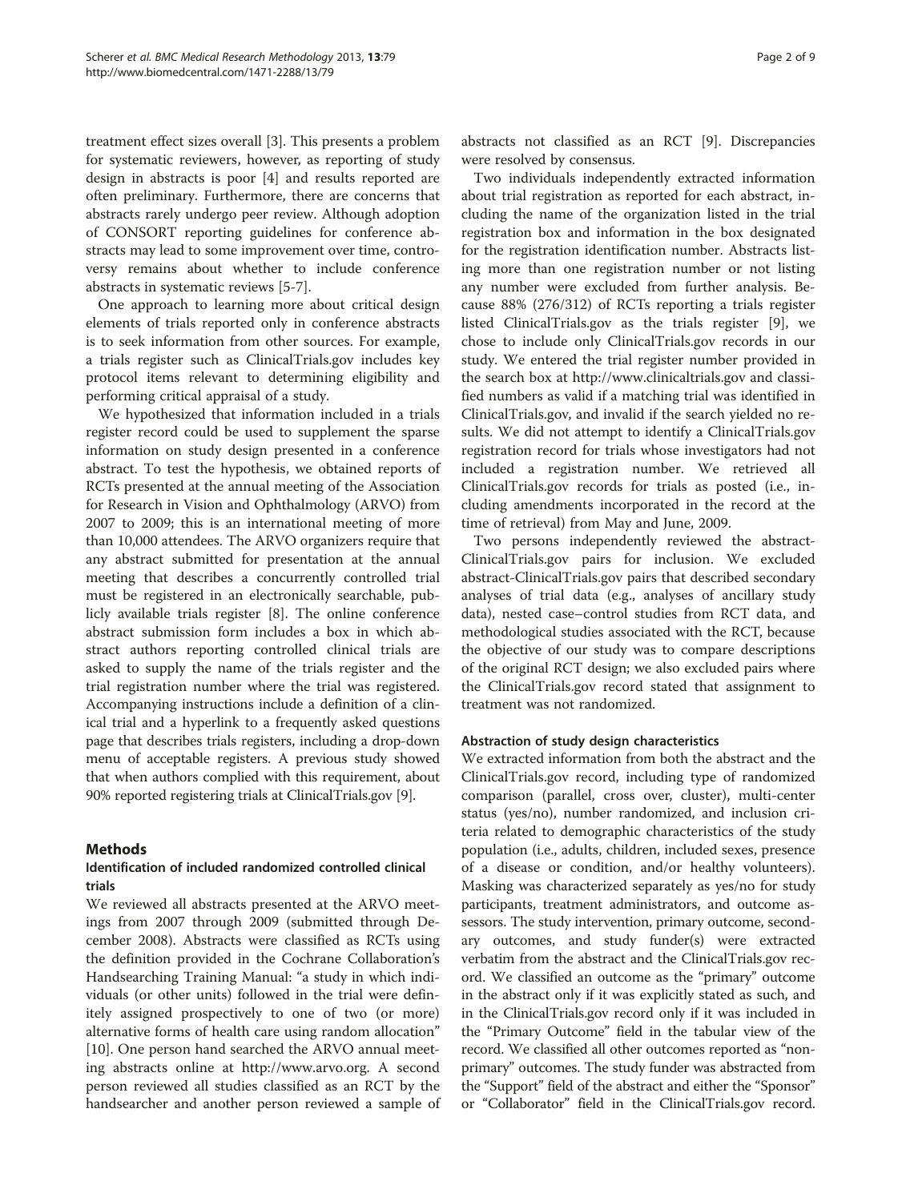treatment effect sizes overall [3]. This presents a problem for systematic reviewers, however, as reporting of study design in abstracts is poor [4] and results reported are often preliminary. Furthermore, there are concerns that abstracts rarely undergo peer review. Although adoption of CONSORT reporting guidelines for conference abstracts may lead to some improvement over time, controversy remains about whether to include conference abstracts in systematic reviews [5-7].

One approach to learning more about critical design elements of trials reported only in conference abstracts is to seek information from other sources. For example, a trials register such as ClinicalTrials.gov includes key protocol items relevant to determining eligibility and performing critical appraisal of a study.

We hypothesized that information included in a trials register record could be used to supplement the sparse information on study design presented in a conference abstract. To test the hypothesis, we obtained reports of RCTs presented at the annual meeting of the Association for Research in Vision and Ophthalmology (ARVO) from 2007 to 2009; this is an international meeting of more than 10,000 attendees. The ARVO organizers require that any abstract submitted for presentation at the annual meeting that describes a concurrently controlled trial must be registered in an electronically searchable, publicly available trials register [8]. The online conference abstract submission form includes a box in which abstract authors reporting controlled clinical trials are asked to supply the name of the trials register and the trial registration number where the trial was registered. Accompanying instructions include a definition of a clinical trial and a hyperlink to a frequently asked questions page that describes trials registers, including a drop-down menu of acceptable registers. A previous study showed that when authors complied with this requirement, about 90% reported registering trials at ClinicalTrials.gov [9].

## Methods

### Identification of included randomized controlled clinical trials

We reviewed all abstracts presented at the ARVO meetings from 2007 through 2009 (submitted through December 2008). Abstracts were classified as RCTs using the definition provided in the Cochrane Collaboration's Handsearching Training Manual: "a study in which individuals (or other units) followed in the trial were definitely assigned prospectively to one of two (or more) alternative forms of health care using random allocation" [10]. One person hand searched the ARVO annual meeting abstracts online at http://www.arvo.org. A second person reviewed all studies classified as an RCT by the handsearcher and another person reviewed a sample of abstracts not classified as an RCT [9]. Discrepancies were resolved by consensus.

Two individuals independently extracted information about trial registration as reported for each abstract, including the name of the organization listed in the trial registration box and information in the box designated for the registration identification number. Abstracts listing more than one registration number or not listing any number were excluded from further analysis. Because 88% (276/312) of RCTs reporting a trials register listed ClinicalTrials.gov as the trials register [9], we chose to include only ClinicalTrials.gov records in our study. We entered the trial register number provided in the search box at http://www.clinicaltrials.gov and classified numbers as valid if a matching trial was identified in ClinicalTrials.gov, and invalid if the search yielded no results. We did not attempt to identify a ClinicalTrials.gov registration record for trials whose investigators had not included a registration number. We retrieved all ClinicalTrials.gov records for trials as posted (i.e., including amendments incorporated in the record at the time of retrieval) from May and June, 2009.

Two persons independently reviewed the abstract-ClinicalTrials.gov pairs for inclusion. We excluded abstract-ClinicalTrials.gov pairs that described secondary analyses of trial data (e.g., analyses of ancillary study data), nested case–control studies from RCT data, and methodological studies associated with the RCT, because the objective of our study was to compare descriptions of the original RCT design; we also excluded pairs where the ClinicalTrials.gov record stated that assignment to treatment was not randomized.

### Abstraction of study design characteristics

We extracted information from both the abstract and the ClinicalTrials.gov record, including type of randomized comparison (parallel, cross over, cluster), multi-center status (yes/no), number randomized, and inclusion criteria related to demographic characteristics of the study population (i.e., adults, children, included sexes, presence of a disease or condition, and/or healthy volunteers). Masking was characterized separately as yes/no for study participants, treatment administrators, and outcome assessors. The study intervention, primary outcome, secondary outcomes, and study funder(s) were extracted verbatim from the abstract and the ClinicalTrials.gov record. We classified an outcome as the "primary" outcome in the abstract only if it was explicitly stated as such, and in the ClinicalTrials.gov record only if it was included in the "Primary Outcome" field in the tabular view of the record. We classified all other outcomes reported as "non-primary" outcomes. The study funder was abstracted from the "Support" field of the abstract and either the "Sponsor" or "Collaborator" field in the ClinicalTrials.gov record.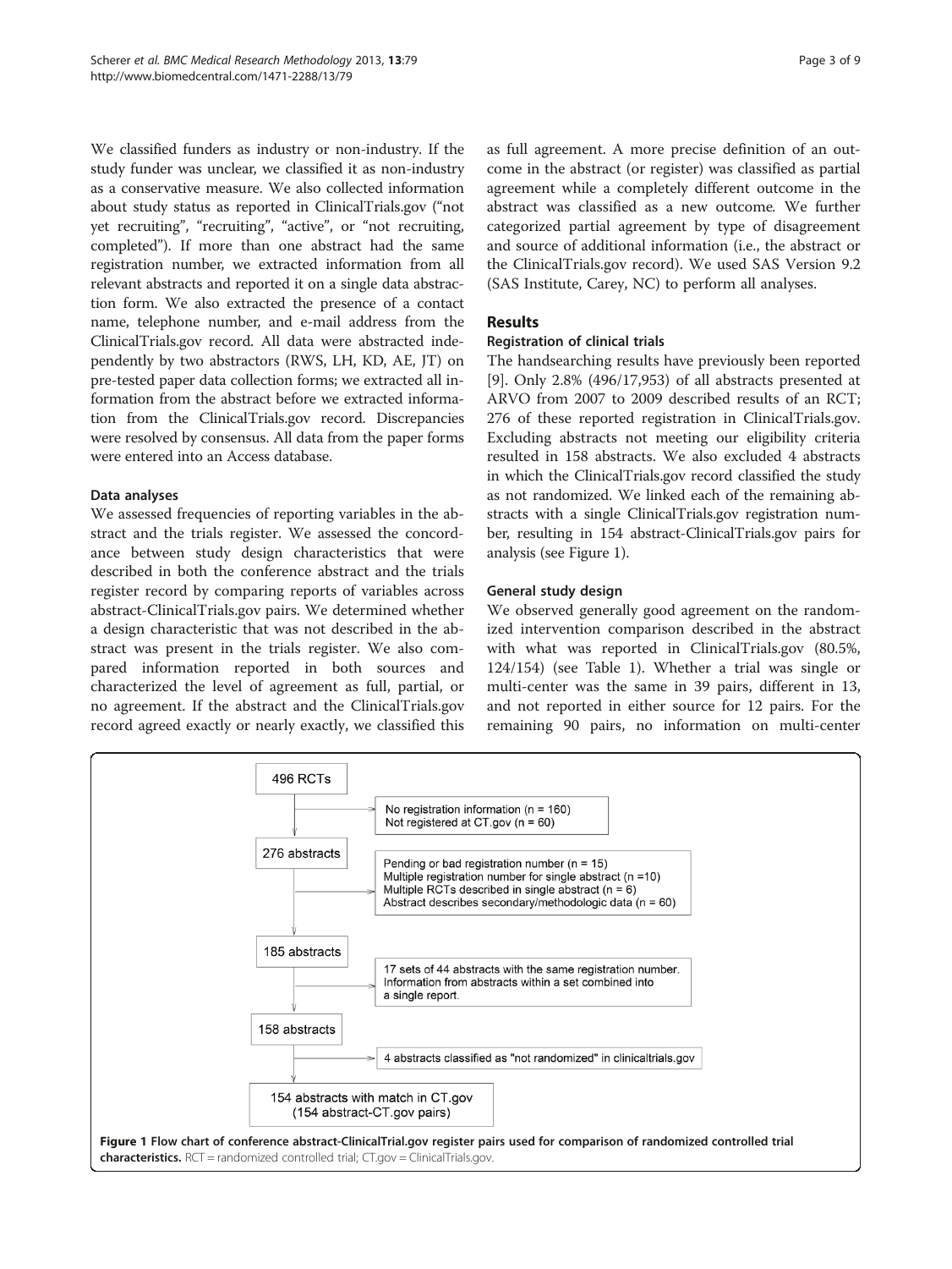We classified funders as industry or non-industry. If the study funder was unclear, we classified it as non-industry as a conservative measure. We also collected information about study status as reported in ClinicalTrials.gov ("not yet recruiting", "recruiting", "active", or "not recruiting, completed"). If more than one abstract had the same registration number, we extracted information from all relevant abstracts and reported it on a single data abstraction form. We also extracted the presence of a contact name, telephone number, and e-mail address from the ClinicalTrials.gov record. All data were abstracted independently by two abstractors (RWS, LH, KD, AE, JT) on pre-tested paper data collection forms; we extracted all information from the abstract before we extracted information from the ClinicalTrials.gov record. Discrepancies were resolved by consensus. All data from the paper forms were entered into an Access database.

### Data analyses

We assessed frequencies of reporting variables in the abstract and the trials register. We assessed the concordance between study design characteristics that were described in both the conference abstract and the trials register record by comparing reports of variables across abstract-ClinicalTrials.gov pairs. We determined whether a design characteristic that was not described in the abstract was present in the trials register. We also compared information reported in both sources and characterized the level of agreement as full, partial, or no agreement. If the abstract and the ClinicalTrials.gov record agreed exactly or nearly exactly, we classified this as full agreement. A more precise definition of an outcome in the abstract (or register) was classified as partial agreement while a completely different outcome in the abstract was classified as a new outcome. We further categorized partial agreement by type of disagreement and source of additional information (i.e., the abstract or the ClinicalTrials.gov record). We used SAS Version 9.2 (SAS Institute, Carey, NC) to perform all analyses.

## Results

### Registration of clinical trials

The handsearching results have previously been reported [9]. Only 2.8% (496/17,953) of all abstracts presented at ARVO from 2007 to 2009 described results of an RCT; 276 of these reported registration in ClinicalTrials.gov. Excluding abstracts not meeting our eligibility criteria resulted in 158 abstracts. We also excluded 4 abstracts in which the ClinicalTrials.gov record classified the study as not randomized. We linked each of the remaining abstracts with a single ClinicalTrials.gov registration number, resulting in 154 abstract-ClinicalTrials.gov pairs for analysis (see Figure 1).

### General study design

We observed generally good agreement on the randomized intervention comparison described in the abstract with what was reported in ClinicalTrials.gov (80.5%, 124/154) (see Table 1). Whether a trial was single or multi-center was the same in 39 pairs, different in 13, and not reported in either source for 12 pairs. For the remaining 90 pairs, no information on multi-center

- 496 RCTs
  - No registration information (n = 160)
  - Not registered at CT.gov (n = 60)
- 276 abstracts
  - Pending or bad registration number (n = 15)
  - Multiple registration number for single abstract (n =10)
  - Multiple RCTs described in single abstract (n = 6)
  - Abstract describes secondary/methodologic data (n = 60)
- 185 abstracts
  - 17 sets of 44 abstracts with the same registration number. Information from abstracts within a set combined into a single report.
- 158 abstracts
  - 4 abstracts classified as "not randomized" in clinicaltrials.gov
- 154 abstracts with match in CT.gov (154 abstract-CT.gov pairs)

**Figure 1 Flow chart of conference abstract-ClinicalTrial.gov register pairs used for comparison of randomized controlled trial characteristics.** RCT = randomized controlled trial; CT.gov = ClinicalTrials.gov.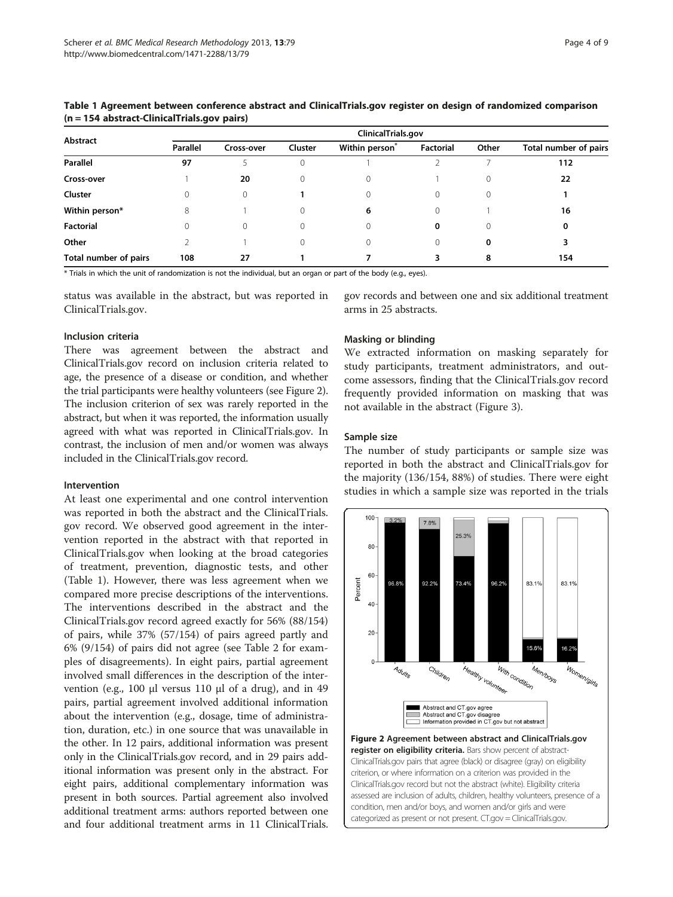**Table 1 Agreement between conference abstract and ClinicalTrials.gov register on design of randomized comparison (n = 154 abstract-ClinicalTrials.gov pairs)**

| Abstract | ClinicalTrials.gov | | | | | | |
|---|---|---|---|---|---|---|---|
| | Parallel | Cross-over | Cluster | Within person* | Factorial | Other | Total number of pairs |
| **Parallel** | **97** | 5 | 0 | 1 | 2 | 7 | **112** |
| **Cross-over** | 1 | **20** | 0 | 0 | 1 | 0 | **22** |
| **Cluster** | 0 | 0 | **1** | 0 | 0 | 0 | **1** |
| **Within person*** | 8 | 1 | 0 | **6** | 0 | 1 | **16** |
| **Factorial** | 0 | 0 | 0 | 0 | **0** | 0 | **0** |
| **Other** | 2 | 1 | 0 | 0 | 0 | **0** | **3** |
| **Total number of pairs** | **108** | **27** | **1** | **7** | **3** | **8** | **154** |

* Trials in which the unit of randomization is not the individual, but an organ or part of the body (e.g., eyes).

status was available in the abstract, but was reported in ClinicalTrials.gov.

#### Inclusion criteria

There was agreement between the abstract and ClinicalTrials.gov record on inclusion criteria related to age, the presence of a disease or condition, and whether the trial participants were healthy volunteers (see Figure 2). The inclusion criterion of sex was rarely reported in the abstract, but when it was reported, the information usually agreed with what was reported in ClinicalTrials.gov. In contrast, the inclusion of men and/or women was always included in the ClinicalTrials.gov record.

#### Intervention

At least one experimental and one control intervention was reported in both the abstract and the ClinicalTrials.gov record. We observed good agreement in the intervention reported in the abstract with that reported in ClinicalTrials.gov when looking at the broad categories of treatment, prevention, diagnostic tests, and other (Table 1). However, there was less agreement when we compared more precise descriptions of the interventions. The interventions described in the abstract and the ClinicalTrials.gov record agreed exactly for 56% (88/154) of pairs, while 37% (57/154) of pairs agreed partly and 6% (9/154) of pairs did not agree (see Table 2 for examples of disagreements). In eight pairs, partial agreement involved small differences in the description of the intervention (e.g., 100 μl versus 110 μl of a drug), and in 49 pairs, partial agreement involved additional information about the intervention (e.g., dosage, time of administration, duration, etc.) in one source that was unavailable in the other. In 12 pairs, additional information was present only in the ClinicalTrials.gov record, and in 29 pairs additional information was present only in the abstract. For eight pairs, additional complementary information was present in both sources. Partial agreement also involved additional treatment arms: authors reported between one and four additional treatment arms in 11 ClinicalTrials.gov records and between one and six additional treatment arms in 25 abstracts.

#### Masking or blinding

We extracted information on masking separately for study participants, treatment administrators, and outcome assessors, finding that the ClinicalTrials.gov record frequently provided information on masking that was not available in the abstract (Figure 3).

#### Sample size

The number of study participants or sample size was reported in both the abstract and ClinicalTrials.gov for the majority (136/154, 88%) of studies. There were eight studies in which a sample size was reported in the trials

**Figure 2 Agreement between abstract and ClinicalTrials.gov register on eligibility criteria.** Bars show percent of abstract-ClinicalTrials.gov pairs that agree (black) or disagree (gray) on eligibility criterion, or where information on a criterion was provided in the ClinicalTrials.gov record but not the abstract (white). Eligibility criteria assessed are inclusion of adults, children, healthy volunteers, presence of a condition, men and/or boys, and women and/or girls and were categorized as present or not present. CT.gov = ClinicalTrials.gov.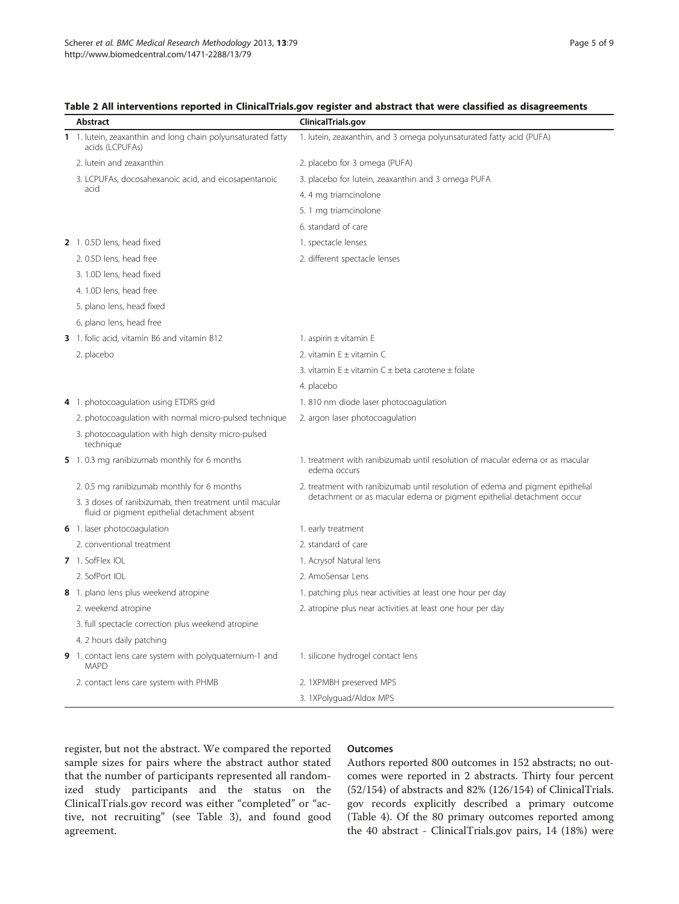**Table 2 All interventions reported in ClinicalTrials.gov register and abstract that were classified as disagreements**

| | Abstract | ClinicalTrials.gov |
|---|---|---|
| **1** | 1. lutein, zeaxanthin and long chain polyunsaturated fatty acids (LCPUFAs) | 1. lutein, zeaxanthin, and 3 omega polyunsaturated fatty acid (PUFA) |
| | 2. lutein and zeaxanthin | 2. placebo for 3 omega (PUFA) |
| | 3. LCPUFAs, docosahexanoic acid, and eicosapentanoic acid | 3. placebo for lutein, zeaxanthin and 3 omega PUFA |
| | | 4. 4 mg triamcinolone |
| | | 5. 1 mg triamcinolone |
| | | 6. standard of care |
| **2** | 1. 0.5D lens, head fixed | 1. spectacle lenses |
| | 2. 0.5D lens, head free | 2. different spectacle lenses |
| | 3. 1.0D lens, head fixed | |
| | 4. 1.0D lens, head free | |
| | 5. plano lens, head fixed | |
| | 6. plano lens, head free | |
| **3** | 1. folic acid, vitamin B6 and vitamin B12 | 1. aspirin ± vitamin E |
| | 2. placebo | 2. vitamin E ± vitamin C |
| | | 3. vitamin E ± vitamin C ± beta carotene ± folate |
| | | 4. placebo |
| **4** | 1. photocoagulation using ETDRS grid | 1. 810 nm diode laser photocoagulation |
| | 2. photocoagulation with normal micro-pulsed technique | 2. argon laser photocoagulation |
| | 3. photocoagulation with high density micro-pulsed technique | |
| **5** | 1. 0.3 mg ranibizumab monthly for 6 months | 1. treatment with ranibizumab until resolution of macular edema or as macular edema occurs |
| | 2. 0.5 mg ranibizumab monthly for 6 months | 2. treatment with ranibizumab until resolution of edema and pigment epithelial detachment or as macular edema or pigment epithelial detachment occur |
| | 3. 3 doses of ranibizumab, then treatment until macular fluid or pigment epithelial detachment absent | |
| **6** | 1. laser photocoagulation | 1. early treatment |
| | 2. conventional treatment | 2. standard of care |
| **7** | 1. SofFlex IOL | 1. Acrysof Natural lens |
| | 2. SofPort IOL | 2. AmoSensar Lens |
| **8** | 1. plano lens plus weekend atropine | 1. patching plus near activities at least one hour per day |
| | 2. weekend atropine | 2. atropine plus near activities at least one hour per day |
| | 3. full spectacle correction plus weekend atropine | |
| | 4. 2 hours daily patching | |
| **9** | 1. contact lens care system with polyquaternium-1 and MAPD | 1. silicone hydrogel contact lens |
| | 2. contact lens care system with PHMB | 2. 1XPMBH preserved MPS |
| | | 3. 1XPolyguad/Aldox MPS |

register, but not the abstract. We compared the reported sample sizes for pairs where the abstract author stated that the number of participants represented all randomized study participants and the status on the ClinicalTrials.gov record was either "completed" or "active, not recruiting" (see Table 3), and found good agreement.

### Outcomes

Authors reported 800 outcomes in 152 abstracts; no outcomes were reported in 2 abstracts. Thirty four percent (52/154) of abstracts and 82% (126/154) of ClinicalTrials.gov records explicitly described a primary outcome (Table 4). Of the 80 primary outcomes reported among the 40 abstract - ClinicalTrials.gov pairs, 14 (18%) were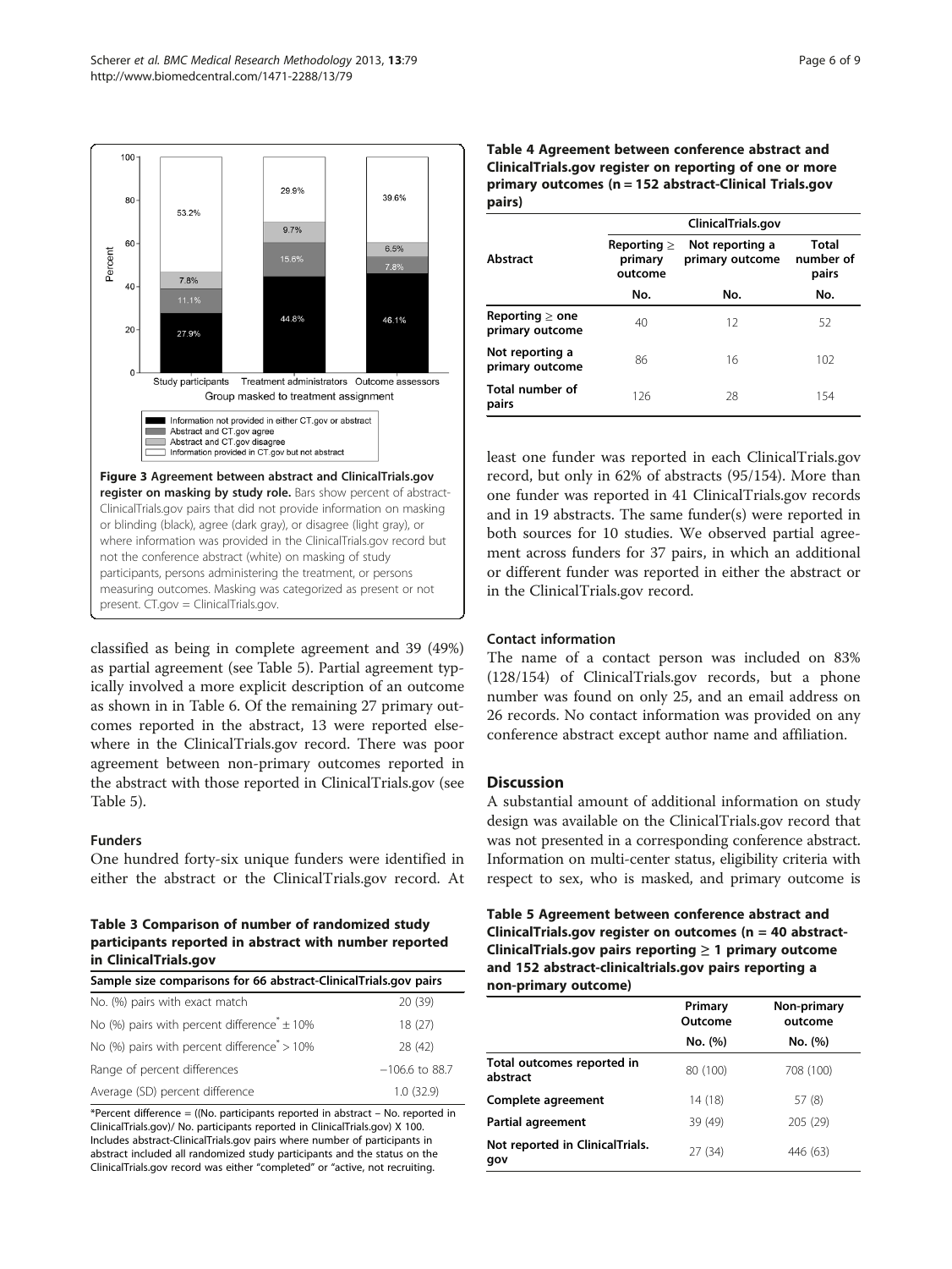Figure 3 Agreement between abstract and ClinicalTrials.gov register on masking by study role. Bars show percent of abstract-ClinicalTrials.gov pairs that did not provide information on masking or blinding (black), agree (dark gray), or disagree (light gray), or where information was provided in the ClinicalTrials.gov record but not the conference abstract (white) on masking of study participants, persons administering the treatment, or persons measuring outcomes. Masking was categorized as present or not present. CT.gov = ClinicalTrials.gov.

classified as being in complete agreement and 39 (49%) as partial agreement (see Table 5). Partial agreement typically involved a more explicit description of an outcome as shown in in Table 6. Of the remaining 27 primary outcomes reported in the abstract, 13 were reported elsewhere in the ClinicalTrials.gov record. There was poor agreement between non-primary outcomes reported in the abstract with those reported in ClinicalTrials.gov (see Table 5).

### Funders

One hundred forty-six unique funders were identified in either the abstract or the ClinicalTrials.gov record. At least one funder was reported in each ClinicalTrials.gov record, but only in 62% of abstracts (95/154). More than one funder was reported in 41 ClinicalTrials.gov records and in 19 abstracts. The same funder(s) were reported in both sources for 10 studies. We observed partial agreement across funders for 37 pairs, in which an additional or different funder was reported in either the abstract or in the ClinicalTrials.gov record.

**Table 3 Comparison of number of randomized study participants reported in abstract with number reported in ClinicalTrials.gov**

| Sample size comparisons for 66 abstract-ClinicalTrials.gov pairs | |
|---|---|
| No. (%) pairs with exact match | 20 (39) |
| No (%) pairs with percent difference* ± 10% | 18 (27) |
| No (%) pairs with percent difference* > 10% | 28 (42) |
| Range of percent differences | −106.6 to 88.7 |
| Average (SD) percent difference | 1.0 (32.9) |

*Percent difference = ((No. participants reported in abstract − No. reported in ClinicalTrials.gov)/ No. participants reported in ClinicalTrials.gov) X 100. Includes abstract-ClinicalTrials.gov pairs where number of participants in abstract included all randomized study participants and the status on the ClinicalTrials.gov record was either "completed" or "active, not recruiting.

**Table 4 Agreement between conference abstract and ClinicalTrials.gov register on reporting of one or more primary outcomes (n = 152 abstract-Clinical Trials.gov pairs)**

| Abstract | ClinicalTrials.gov | | |
|---|---|---|---|
| | Reporting ≥ primary outcome | Not reporting a primary outcome | Total number of pairs |
| | No. | No. | No. |
| Reporting ≥ one primary outcome | 40 | 12 | 52 |
| Not reporting a primary outcome | 86 | 16 | 102 |
| Total number of pairs | 126 | 28 | 154 |

### Contact information

The name of a contact person was included on 83% (128/154) of ClinicalTrials.gov records, but a phone number was found on only 25, and an email address on 26 records. No contact information was provided on any conference abstract except author name and affiliation.

## Discussion

A substantial amount of additional information on study design was available on the ClinicalTrials.gov record that was not presented in a corresponding conference abstract. Information on multi-center status, eligibility criteria with respect to sex, who is masked, and primary outcome is

**Table 5 Agreement between conference abstract and ClinicalTrials.gov register on outcomes (n = 40 abstract-ClinicalTrials.gov pairs reporting ≥ 1 primary outcome and 152 abstract-clinicaltrials.gov pairs reporting a non-primary outcome)**

| | Primary Outcome | Non-primary outcome |
|---|---|---|
| | No. (%) | No. (%) |
| Total outcomes reported in abstract | 80 (100) | 708 (100) |
| Complete agreement | 14 (18) | 57 (8) |
| Partial agreement | 39 (49) | 205 (29) |
| Not reported in ClinicalTrials.gov | 27 (34) | 446 (63) |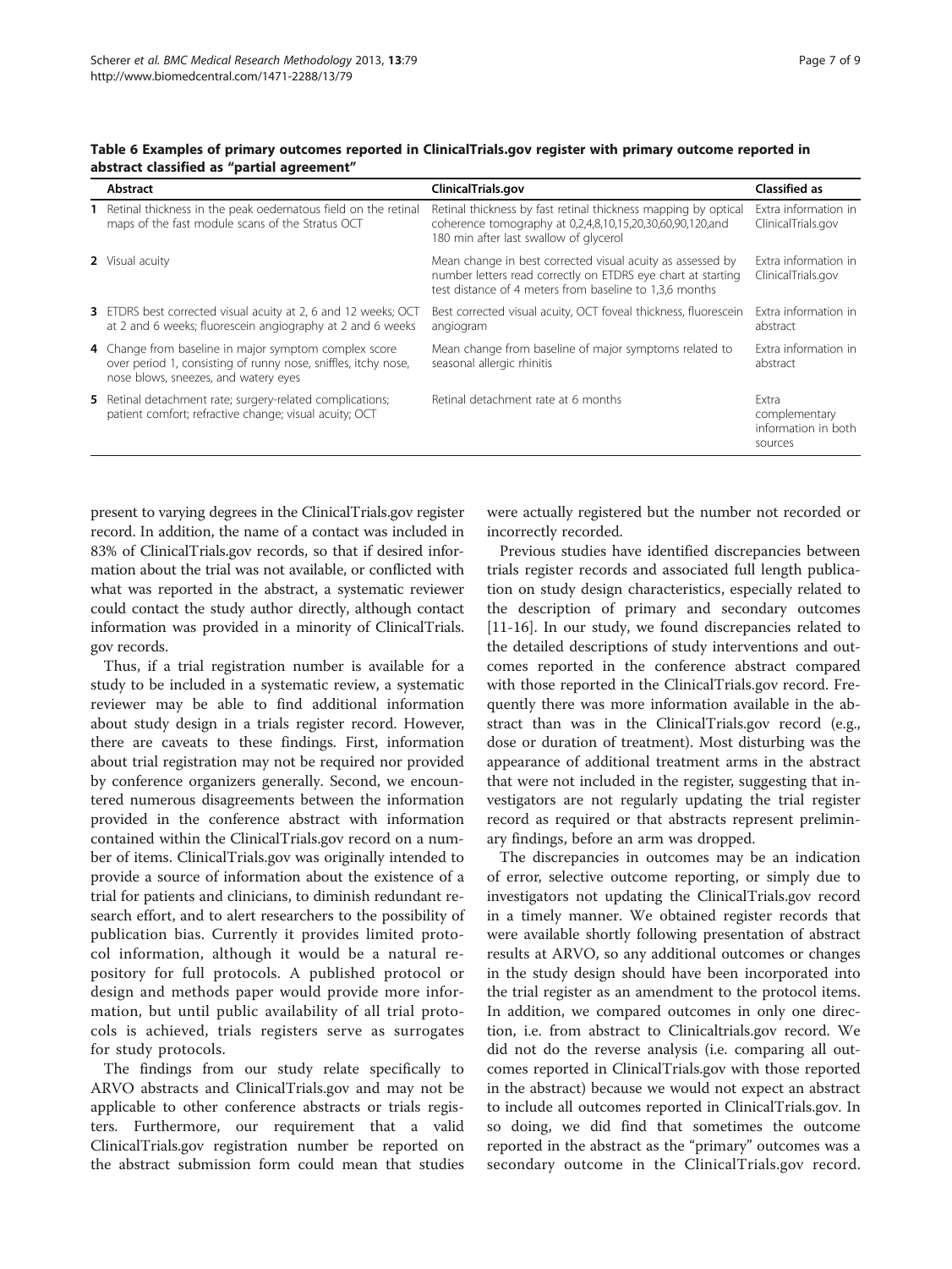**Table 6 Examples of primary outcomes reported in ClinicalTrials.gov register with primary outcome reported in abstract classified as "partial agreement"**

| | Abstract | ClinicalTrials.gov | Classified as |
|---|---|---|---|
| **1** | Retinal thickness in the peak oedematous field on the retinal maps of the fast module scans of the Stratus OCT | Retinal thickness by fast retinal thickness mapping by optical coherence tomography at 0,2,4,8,10,15,20,30,60,90,120,and 180 min after last swallow of glycerol | Extra information in ClinicalTrials.gov |
| **2** | Visual acuity | Mean change in best corrected visual acuity as assessed by number letters read correctly on ETDRS eye chart at starting test distance of 4 meters from baseline to 1,3,6 months | Extra information in ClinicalTrials.gov |
| **3** | ETDRS best corrected visual acuity at 2, 6 and 12 weeks; OCT at 2 and 6 weeks; fluorescein angiography at 2 and 6 weeks | Best corrected visual acuity, OCT foveal thickness, fluorescein angiogram | Extra information in abstract |
| **4** | Change from baseline in major symptom complex score over period 1, consisting of runny nose, sniffles, itchy nose, nose blows, sneezes, and watery eyes | Mean change from baseline of major symptoms related to seasonal allergic rhinitis | Extra information in abstract |
| **5** | Retinal detachment rate; surgery-related complications; patient comfort; refractive change; visual acuity; OCT | Retinal detachment rate at 6 months | Extra complementary information in both sources |

present to varying degrees in the ClinicalTrials.gov register record. In addition, the name of a contact was included in 83% of ClinicalTrials.gov records, so that if desired information about the trial was not available, or conflicted with what was reported in the abstract, a systematic reviewer could contact the study author directly, although contact information was provided in a minority of ClinicalTrials.gov records.

Thus, if a trial registration number is available for a study to be included in a systematic review, a systematic reviewer may be able to find additional information about study design in a trials register record. However, there are caveats to these findings. First, information about trial registration may not be required nor provided by conference organizers generally. Second, we encountered numerous disagreements between the information provided in the conference abstract with information contained within the ClinicalTrials.gov record on a number of items. ClinicalTrials.gov was originally intended to provide a source of information about the existence of a trial for patients and clinicians, to diminish redundant research effort, and to alert researchers to the possibility of publication bias. Currently it provides limited protocol information, although it would be a natural repository for full protocols. A published protocol or design and methods paper would provide more information, but until public availability of all trial protocols is achieved, trials registers serve as surrogates for study protocols.

The findings from our study relate specifically to ARVO abstracts and ClinicalTrials.gov and may not be applicable to other conference abstracts or trials registers. Furthermore, our requirement that a valid ClinicalTrials.gov registration number be reported on the abstract submission form could mean that studies were actually registered but the number not recorded or incorrectly recorded.

Previous studies have identified discrepancies between trials register records and associated full length publication on study design characteristics, especially related to the description of primary and secondary outcomes [11-16]. In our study, we found discrepancies related to the detailed descriptions of study interventions and outcomes reported in the conference abstract compared with those reported in the ClinicalTrials.gov record. Frequently there was more information available in the abstract than was in the ClinicalTrials.gov record (e.g., dose or duration of treatment). Most disturbing was the appearance of additional treatment arms in the abstract that were not included in the register, suggesting that investigators are not regularly updating the trial register record as required or that abstracts represent preliminary findings, before an arm was dropped.

The discrepancies in outcomes may be an indication of error, selective outcome reporting, or simply due to investigators not updating the ClinicalTrials.gov record in a timely manner. We obtained register records that were available shortly following presentation of abstract results at ARVO, so any additional outcomes or changes in the study design should have been incorporated into the trial register as an amendment to the protocol items. In addition, we compared outcomes in only one direction, i.e. from abstract to Clinicaltrials.gov record. We did not do the reverse analysis (i.e. comparing all outcomes reported in ClinicalTrials.gov with those reported in the abstract) because we would not expect an abstract to include all outcomes reported in ClinicalTrials.gov. In so doing, we did find that sometimes the outcome reported in the abstract as the "primary" outcomes was a secondary outcome in the ClinicalTrials.gov record.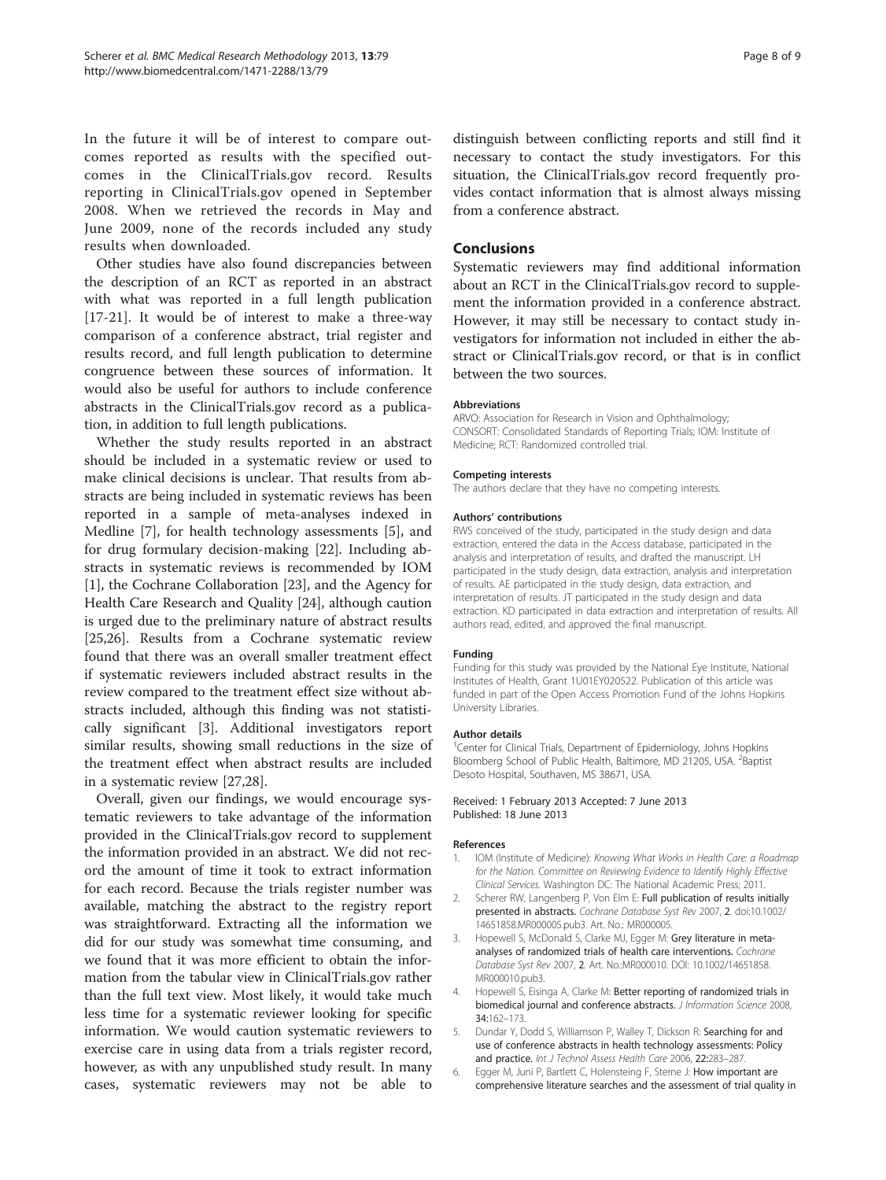In the future it will be of interest to compare outcomes reported as results with the specified outcomes in the ClinicalTrials.gov record. Results reporting in ClinicalTrials.gov opened in September 2008. When we retrieved the records in May and June 2009, none of the records included any study results when downloaded.

Other studies have also found discrepancies between the description of an RCT as reported in an abstract with what was reported in a full length publication [17-21]. It would be of interest to make a three-way comparison of a conference abstract, trial register and results record, and full length publication to determine congruence between these sources of information. It would also be useful for authors to include conference abstracts in the ClinicalTrials.gov record as a publication, in addition to full length publications.

Whether the study results reported in an abstract should be included in a systematic review or used to make clinical decisions is unclear. That results from abstracts are being included in systematic reviews has been reported in a sample of meta-analyses indexed in Medline [7], for health technology assessments [5], and for drug formulary decision-making [22]. Including abstracts in systematic reviews is recommended by IOM [1], the Cochrane Collaboration [23], and the Agency for Health Care Research and Quality [24], although caution is urged due to the preliminary nature of abstract results [25,26]. Results from a Cochrane systematic review found that there was an overall smaller treatment effect if systematic reviewers included abstract results in the review compared to the treatment effect size without abstracts included, although this finding was not statistically significant [3]. Additional investigators report similar results, showing small reductions in the size of the treatment effect when abstract results are included in a systematic review [27,28].

Overall, given our findings, we would encourage systematic reviewers to take advantage of the information provided in the ClinicalTrials.gov record to supplement the information provided in an abstract. We did not record the amount of time it took to extract information for each record. Because the trials register number was available, matching the abstract to the registry report was straightforward. Extracting all the information we did for our study was somewhat time consuming, and we found that it was more efficient to obtain the information from the tabular view in ClinicalTrials.gov rather than the full text view. Most likely, it would take much less time for a systematic reviewer looking for specific information. We would caution systematic reviewers to exercise care in using data from a trials register record, however, as with any unpublished study result. In many cases, systematic reviewers may not be able to distinguish between conflicting reports and still find it necessary to contact the study investigators. For this situation, the ClinicalTrials.gov record frequently provides contact information that is almost always missing from a conference abstract.

## Conclusions

Systematic reviewers may find additional information about an RCT in the ClinicalTrials.gov record to supplement the information provided in a conference abstract. However, it may still be necessary to contact study investigators for information not included in either the abstract or ClinicalTrials.gov record, or that is in conflict between the two sources.

#### Abbreviations

ARVO: Association for Research in Vision and Ophthalmology; CONSORT: Consolidated Standards of Reporting Trials; IOM: Institute of Medicine; RCT: Randomized controlled trial.

#### Competing interests

The authors declare that they have no competing interests.

#### Authors' contributions

RWS conceived of the study, participated in the study design and data extraction, entered the data in the Access database, participated in the analysis and interpretation of results, and drafted the manuscript. LH participated in the study design, data extraction, analysis and interpretation of results. AE participated in the study design, data extraction, and interpretation of results. JT participated in the study design and data extraction. KD participated in data extraction and interpretation of results. All authors read, edited, and approved the final manuscript.

#### Funding

Funding for this study was provided by the National Eye Institute, National Institutes of Health, Grant 1U01EY020522. Publication of this article was funded in part of the Open Access Promotion Fund of the Johns Hopkins University Libraries.

#### Author details

[1]Center for Clinical Trials, Department of Epidemiology, Johns Hopkins Bloomberg School of Public Health, Baltimore, MD 21205, USA. [2]Baptist Desoto Hospital, Southaven, MS 38671, USA.

Received: 1 February 2013 Accepted: 7 June 2013
Published: 18 June 2013

#### References

1. IOM (Institute of Medicine): *Knowing What Works in Health Care: a Roadmap for the Nation. Committee on Reviewing Evidence to Identify Highly Effective Clinical Services.* Washington DC: The National Academic Press; 2011.
2. Scherer RW, Langenberg P, Von Elm E: **Full publication of results initially presented in abstracts.** *Cochrane Database Syst Rev* 2007, **2**. doi:10.1002/14651858.MR000005.pub3. Art. No.: MR000005.
3. Hopewell S, McDonald S, Clarke MJ, Egger M: **Grey literature in meta-analyses of randomized trials of health care interventions.** *Cochrane Database Syst Rev* 2007, **2**. Art. No.:MR000010. DOI: 10.1002/14651858.MR000010.pub3.
4. Hopewell S, Eisinga A, Clarke M: **Better reporting of randomized trials in biomedical journal and conference abstracts.** *J Information Science* 2008, **34**:162–173.
5. Dundar Y, Dodd S, Williamson P, Walley T, Dickson R: **Searching for and use of conference abstracts in health technology assessments: Policy and practice.** *Int J Technol Assess Health Care* 2006, **22**:283–287.
6. Egger M, Juni P, Bartlett C, Holensteing F, Sterne J: **How important are comprehensive literature searches and the assessment of trial quality in**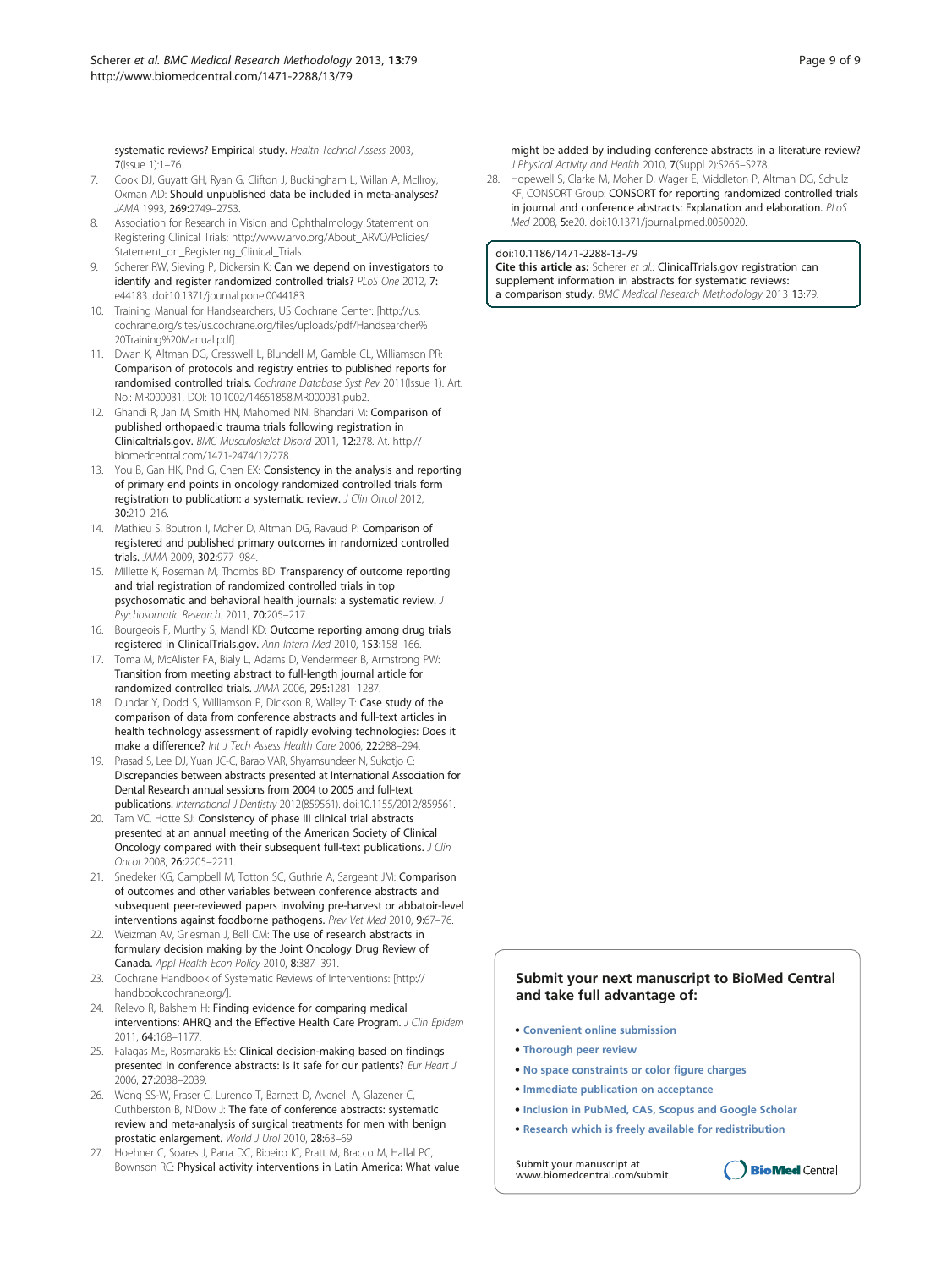systematic reviews? Empirical study. *Health Technol Assess* 2003, **7**(Issue 1):1–76.

7. Cook DJ, Guyatt GH, Ryan G, Clifton J, Buckingham L, Willan A, McIlroy, Oxman AD: **Should unpublished data be included in meta-analyses?** *JAMA* 1993, **269:**2749–2753.
8. Association for Research in Vision and Ophthalmology Statement on Registering Clinical Trials: http://www.arvo.org/About_ARVO/Policies/Statement_on_Registering_Clinical_Trials.
9. Scherer RW, Sieving P, Dickersin K: **Can we depend on investigators to identify and register randomized controlled trials?** *PLoS One* 2012, **7:** e44183. doi:10.1371/journal.pone.0044183.
10. Training Manual for Handsearchers, US Cochrane Center: [http://us.cochrane.org/sites/us.cochrane.org/files/uploads/pdf/Handsearcher%20Training%20Manual.pdf].
11. Dwan K, Altman DG, Cresswell L, Blundell M, Gamble CL, Williamson PR: **Comparison of protocols and registry entries to published reports for randomised controlled trials.** *Cochrane Database Syst Rev* 2011(Issue 1). Art. No.: MR000031. DOI: 10.1002/14651858.MR000031.pub2.
12. Ghandi R, Jan M, Smith HN, Mahomed NN, Bhandari M: **Comparison of published orthopaedic trauma trials following registration in Clinicaltrials.gov.** *BMC Musculoskelet Disord* 2011, **12:**278. At. http://biomedcentral.com/1471-2474/12/278.
13. You B, Gan HK, Pnd G, Chen EX: **Consistency in the analysis and reporting of primary end points in oncology randomized controlled trials form registration to publication: a systematic review.** *J Clin Oncol* 2012, **30:**210–216.
14. Mathieu S, Boutron I, Moher D, Altman DG, Ravaud P: **Comparison of registered and published primary outcomes in randomized controlled trials.** *JAMA* 2009, **302:**977–984.
15. Millette K, Roseman M, Thombs BD: **Transparency of outcome reporting and trial registration of randomized controlled trials in top psychosomatic and behavioral health journals: a systematic review.** *J Psychosomatic Research.* 2011, **70:**205–217.
16. Bourgeois F, Murthy S, Mandl KD: **Outcome reporting among drug trials registered in ClinicalTrials.gov.** *Ann Intern Med* 2010, **153:**158–166.
17. Toma M, McAlister FA, Bialy L, Adams D, Vendermeer B, Armstrong PW: **Transition from meeting abstract to full-length journal article for randomized controlled trials.** *JAMA* 2006, **295:**1281–1287.
18. Dundar Y, Dodd S, Williamson P, Dickson R, Walley T: **Case study of the comparison of data from conference abstracts and full-text articles in health technology assessment of rapidly evolving technologies: Does it make a difference?** *Int J Tech Assess Health Care* 2006, **22:**288–294.
19. Prasad S, Lee DJ, Yuan JC-C, Barao VAR, Shyamsundeer N, Sukotjo C: **Discrepancies between abstracts presented at International Association for Dental Research annual sessions from 2004 to 2005 and full-text publications.** *International J Dentistry* 2012(859561). doi:10.1155/2012/859561.
20. Tam VC, Hotte SJ: **Consistency of phase III clinical trial abstracts presented at an annual meeting of the American Society of Clinical Oncology compared with their subsequent full-text publications.** *J Clin Oncol* 2008, **26:**2205–2211.
21. Snedeker KG, Campbell M, Totton SC, Guthrie A, Sargeant JM: **Comparison of outcomes and other variables between conference abstracts and subsequent peer-reviewed papers involving pre-harvest or abbatoir-level interventions against foodborne pathogens.** *Prev Vet Med* 2010, **9:**67–76.
22. Weizman AV, Griesman J, Bell CM: **The use of research abstracts in formulary decision making by the Joint Oncology Drug Review of Canada.** *Appl Health Econ Policy* 2010, **8:**387–391.
23. Cochrane Handbook of Systematic Reviews of Interventions: [http://handbook.cochrane.org/].
24. Relevo R, Balshem H: **Finding evidence for comparing medical interventions: AHRQ and the Effective Health Care Program.** *J Clin Epidem* 2011, **64:**168–1177.
25. Falagas ME, Rosmarakis ES: **Clinical decision-making based on findings presented in conference abstracts: is it safe for our patients?** *Eur Heart J* 2006, **27:**2038–2039.
26. Wong SS-W, Fraser C, Lurenco T, Barnett D, Avenell A, Glazener C, Cuthberston B, N'Dow J: **The fate of conference abstracts: systematic review and meta-analysis of surgical treatments for men with benign prostatic enlargement.** *World J Urol* 2010, **28:**63–69.
27. Hoehner C, Soares J, Parra DC, Ribeiro IC, Pratt M, Bracco M, Hallal PC, Bownson RC: **Physical activity interventions in Latin America: What value might be added by including conference abstracts in a literature review?** *J Physical Activity and Health* 2010, **7**(Suppl 2):S265–S278.
28. Hopewell S, Clarke M, Moher D, Wager E, Middleton P, Altman DG, Schulz KF, CONSORT Group: **CONSORT for reporting randomized controlled trials in journal and conference abstracts: Explanation and elaboration.** *PLoS Med* 2008, **5:**e20. doi:10.1371/journal.pmed.0050020.

doi:10.1186/1471-2288-13-79

**Cite this article as:** Scherer *et al.*: ClinicalTrials.gov registration can supplement information in abstracts for systematic reviews: a comparison study. *BMC Medical Research Methodology* 2013 **13**:79.

**Submit your next manuscript to BioMed Central and take full advantage of:**

- **Convenient online submission**
- **Thorough peer review**
- **No space constraints or color figure charges**
- **Immediate publication on acceptance**
- **Inclusion in PubMed, CAS, Scopus and Google Scholar**
- **Research which is freely available for redistribution**

Submit your manuscript at www.biomedcentral.com/submit

BioMed Central